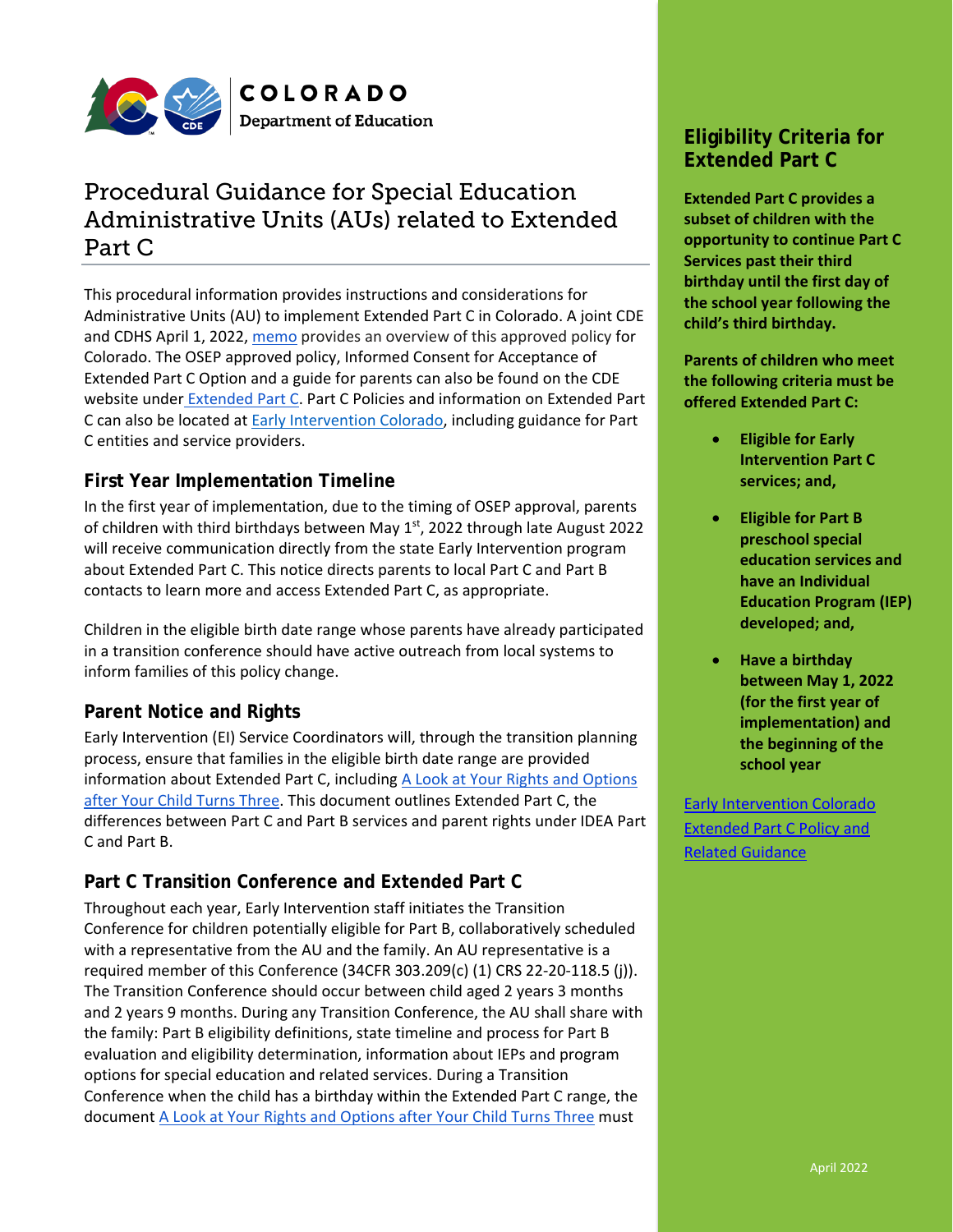# Procedural Guidance for Special Education Administrative Units (AUs) related to Extended Part C

This procedural information provides instructions and considerations for Administrative Units (AU) to implement Extended Part C in Colorado. A joint CDE and CDHS April 1, 2022, memo provides an overview of this approved policy for Colorado. The OSEP approved policy, Informed Consent for Acceptance of Extended Part C Option and a guide for parents can also be found on the CDE website under Extended Part C. Part C Policies and information on Extended Part C can also be located at Early Intervention Colorado, including guidance for Part C entities and service providers.

## First Year Implementation Timeline

In the first year of implementation, due to the timing of OSEP approval, parents of children with third birthdays between May 1st, 2022 through late August 2022 will receive communication directly from the state Early Intervention program about Extended Part C. This notice directs parents to local Part C and Part B contacts to learn more and access Extended Part C, as appropriate.

Children in the eligible birth date range whose parents have already participated in a transition conference should have active outreach from local systems to inform families of this policy change.

## Parent Notice and Rights

Early Intervention (EI) Service Coordinators will, through the transition planning process, ensure that families in the eligible birth date range are provided information about Extended Part C, including A Look at Your Rights and Options after Your Child Turns Three. This document outlines Extended Part C, the differences between Part C and Part B services and parent rights under IDEA Part C and Part B.

## Part C Transition Conference and Extended Part C

Throughout each year, Early Intervention staff initiates the Transition Conference for children potentially eligible for Part B, collaboratively scheduled with a representative from the AU and the family. An AU representative is a required member of this Conference (34CFR 303.209(c) (1) CRS 22-20-118.5 (j)). The Transition Conference should occur between child aged 2 years 3 months and 2 years 9 months. During any Transition Conference, the AU shall share with the family: Part B eligibility definitions, state timeline and process for Part B evaluation and eligibility determination, information about IEPs and program options for special education and related services. During a Transition Conference when the child has a birthday within the Extended Part C range, the document A Look at Your Rights and Options after Your Child Turns Three must

## Eligibility Criteria for Extended Part C

**Extended Part C provides a subset of children with the opportunity to continue Part C Services past their third birthday until the first day of the school year following the child's third birthday.**

**Parents of children who meet the following criteria must be offered Extended Part C:**

- **Eligible for Early Intervention Part C services; and,**
- **Eligible for Part B preschool special education services and have an Individual Education Program (IEP) developed; and,**
- **Have a birthday between May 1, 2022 (for the first year of implementation) and the beginning of the school year**

Early Intervention Colorado Extended Part C Policy and Related Guidance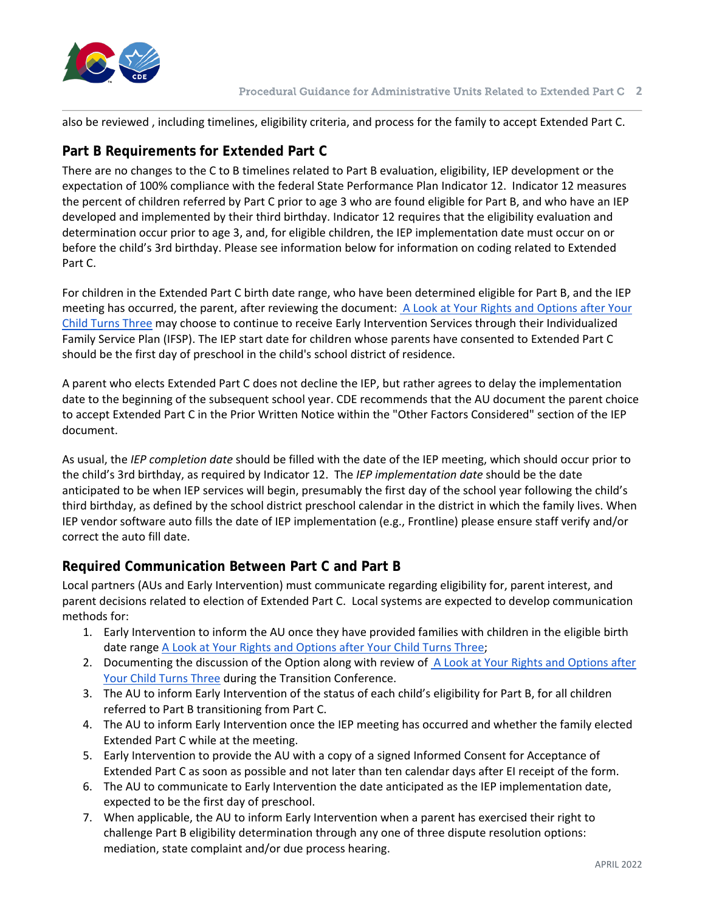also be reviewed , including timelines, eligibility criteria, and process for the family to accept Extended Part C.

## Part B Requirements for Extended Part C

There are no changes to the C to B timelines related to Part B evaluation, eligibility, IEP development or the expectation of 100% compliance with the federal State Performance Plan Indicator 12. Indicator 12 measures the percent of children referred by Part C prior to age 3 who are found eligible for Part B, and who have an IEP developed and implemented by their third birthday. Indicator 12 requires that the eligibility evaluation and determination occur prior to age 3, and, for eligible children, the IEP implementation date must occur on or before the child's 3rd birthday. Please see information below for information on coding related to Extended Part C.

For children in the Extended Part C birth date range, who have been determined eligible for Part B, and the IEP meeting has occurred, the parent, after reviewing the document: A Look at Your Rights and Options after Your Child Turns Three may choose to continue to receive Early Intervention Services through their Individualized Family Service Plan (IFSP). The IEP start date for children whose parents have consented to Extended Part C should be the first day of preschool in the child's school district of residence.

A parent who elects Extended Part C does not decline the IEP, but rather agrees to delay the implementation date to the beginning of the subsequent school year. CDE recommends that the AU document the parent choice to accept Extended Part C in the Prior Written Notice within the "Other Factors Considered" section of the IEP document.

As usual, the *IEP completion date* should be filled with the date of the IEP meeting, which should occur prior to the child's 3rd birthday, as required by Indicator 12. The *IEP implementation date* should be the date anticipated to be when IEP services will begin, presumably the first day of the school year following the child's third birthday, as defined by the school district preschool calendar in the district in which the family lives. When IEP vendor software auto fills the date of IEP implementation (e.g., Frontline) please ensure staff verify and/or correct the auto fill date.

## Required Communication Between Part C and Part B

Local partners (AUs and Early Intervention) must communicate regarding eligibility for, parent interest, and parent decisions related to election of Extended Part C. Local systems are expected to develop communication methods for:

1. Early Intervention to inform the AU once they have provided families with children in the eligible birth date range A Look at Your Rights and Options after Your Child Turns Three;
2. Documenting the discussion of the Option along with review of A Look at Your Rights and Options after Your Child Turns Three during the Transition Conference.
3. The AU to inform Early Intervention of the status of each child's eligibility for Part B, for all children referred to Part B transitioning from Part C.
4. The AU to inform Early Intervention once the IEP meeting has occurred and whether the family elected Extended Part C while at the meeting.
5. Early Intervention to provide the AU with a copy of a signed Informed Consent for Acceptance of Extended Part C as soon as possible and not later than ten calendar days after EI receipt of the form.
6. The AU to communicate to Early Intervention the date anticipated as the IEP implementation date, expected to be the first day of preschool.
7. When applicable, the AU to inform Early Intervention when a parent has exercised their right to challenge Part B eligibility determination through any one of three dispute resolution options: mediation, state complaint and/or due process hearing.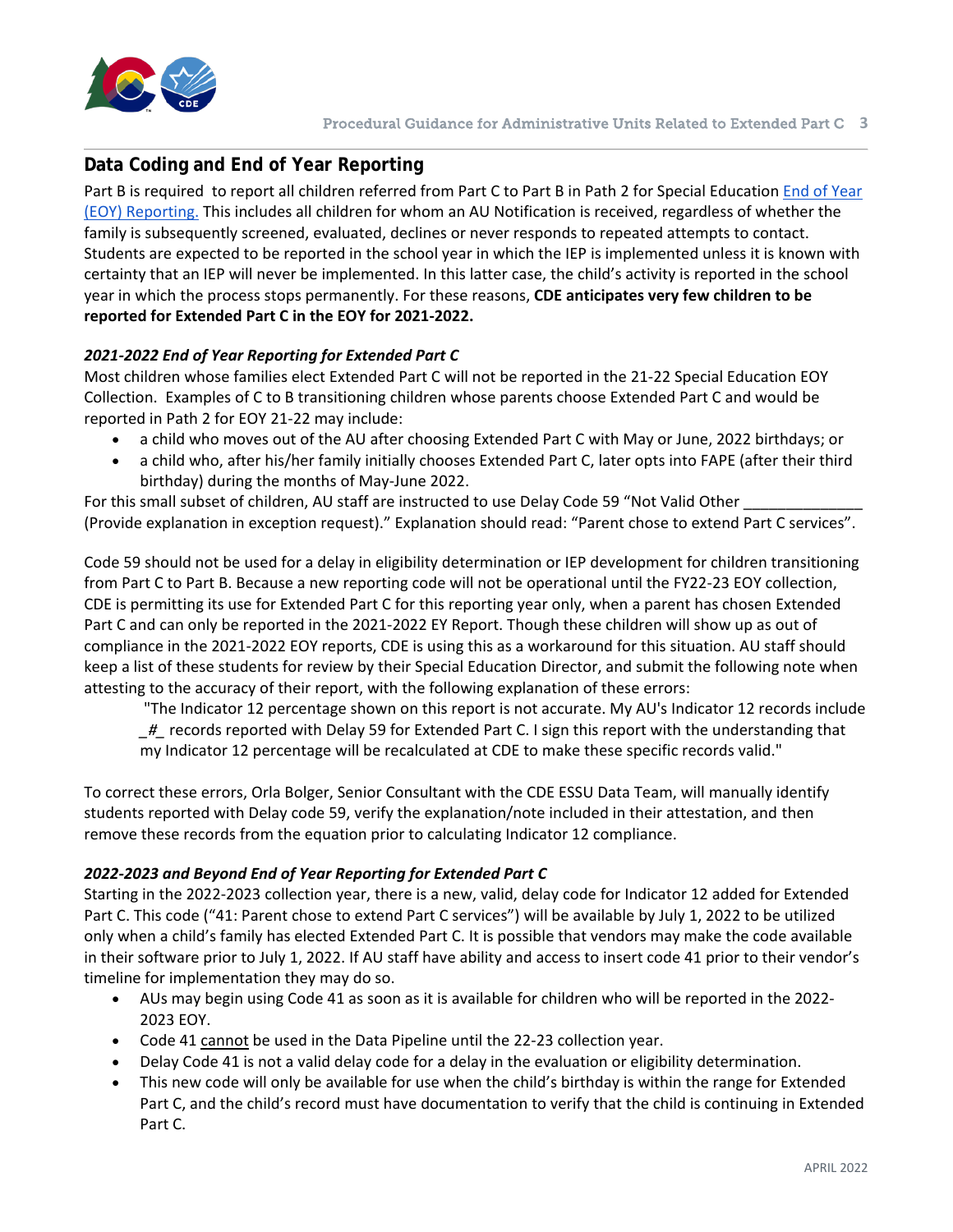## Data Coding and End of Year Reporting

Part B is required to report all children referred from Part C to Part B in Path 2 for Special Education End of Year (EOY) Reporting. This includes all children for whom an AU Notification is received, regardless of whether the family is subsequently screened, evaluated, declines or never responds to repeated attempts to contact. Students are expected to be reported in the school year in which the IEP is implemented unless it is known with certainty that an IEP will never be implemented. In this latter case, the child's activity is reported in the school year in which the process stops permanently. For these reasons, **CDE anticipates very few children to be reported for Extended Part C in the EOY for 2021-2022.**

### *2021-2022 End of Year Reporting for Extended Part C*

Most children whose families elect Extended Part C will not be reported in the 21-22 Special Education EOY Collection. Examples of C to B transitioning children whose parents choose Extended Part C and would be reported in Path 2 for EOY 21-22 may include:

- a child who moves out of the AU after choosing Extended Part C with May or June, 2022 birthdays; or
- a child who, after his/her family initially chooses Extended Part C, later opts into FAPE (after their third birthday) during the months of May-June 2022.

For this small subset of children, AU staff are instructed to use Delay Code 59 "Not Valid Other ______________ (Provide explanation in exception request)." Explanation should read: "Parent chose to extend Part C services".

Code 59 should not be used for a delay in eligibility determination or IEP development for children transitioning from Part C to Part B. Because a new reporting code will not be operational until the FY22-23 EOY collection, CDE is permitting its use for Extended Part C for this reporting year only, when a parent has chosen Extended Part C and can only be reported in the 2021-2022 EY Report. Though these children will show up as out of compliance in the 2021-2022 EOY reports, CDE is using this as a workaround for this situation. AU staff should keep a list of these students for review by their Special Education Director, and submit the following note when attesting to the accuracy of their report, with the following explanation of these errors:

> "The Indicator 12 percentage shown on this report is not accurate. My AU's Indicator 12 records include _#_ records reported with Delay 59 for Extended Part C. I sign this report with the understanding that my Indicator 12 percentage will be recalculated at CDE to make these specific records valid."

To correct these errors, Orla Bolger, Senior Consultant with the CDE ESSU Data Team, will manually identify students reported with Delay code 59, verify the explanation/note included in their attestation, and then remove these records from the equation prior to calculating Indicator 12 compliance.

### *2022-2023 and Beyond End of Year Reporting for Extended Part C*

Starting in the 2022-2023 collection year, there is a new, valid, delay code for Indicator 12 added for Extended Part C. This code ("41: Parent chose to extend Part C services") will be available by July 1, 2022 to be utilized only when a child's family has elected Extended Part C. It is possible that vendors may make the code available in their software prior to July 1, 2022. If AU staff have ability and access to insert code 41 prior to their vendor's timeline for implementation they may do so.

- AUs may begin using Code 41 as soon as it is available for children who will be reported in the 2022-2023 EOY.
- Code 41 cannot be used in the Data Pipeline until the 22-23 collection year.
- Delay Code 41 is not a valid delay code for a delay in the evaluation or eligibility determination.
- This new code will only be available for use when the child's birthday is within the range for Extended Part C, and the child's record must have documentation to verify that the child is continuing in Extended Part C.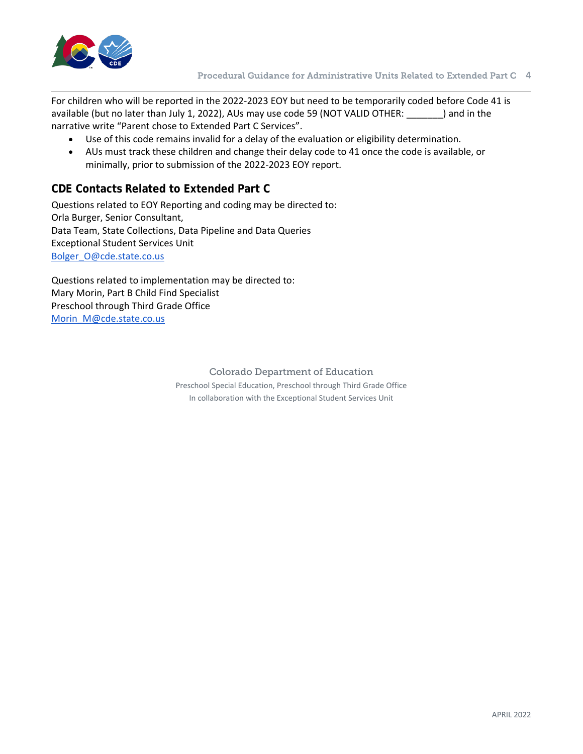For children who will be reported in the 2022-2023 EOY but need to be temporarily coded before Code 41 is available (but no later than July 1, 2022), AUs may use code 59 (NOT VALID OTHER: _______) and in the narrative write “Parent chose to Extended Part C Services”.

- Use of this code remains invalid for a delay of the evaluation or eligibility determination.
- AUs must track these children and change their delay code to 41 once the code is available, or minimally, prior to submission of the 2022-2023 EOY report.

## CDE Contacts Related to Extended Part C

Questions related to EOY Reporting and coding may be directed to:
Orla Burger, Senior Consultant,
Data Team, State Collections, Data Pipeline and Data Queries
Exceptional Student Services Unit
Bolger_O@cde.state.co.us

Questions related to implementation may be directed to:
Mary Morin, Part B Child Find Specialist
Preschool through Third Grade Office
Morin_M@cde.state.co.us

Colorado Department of Education
Preschool Special Education, Preschool through Third Grade Office
In collaboration with the Exceptional Student Services Unit

APRIL 2022